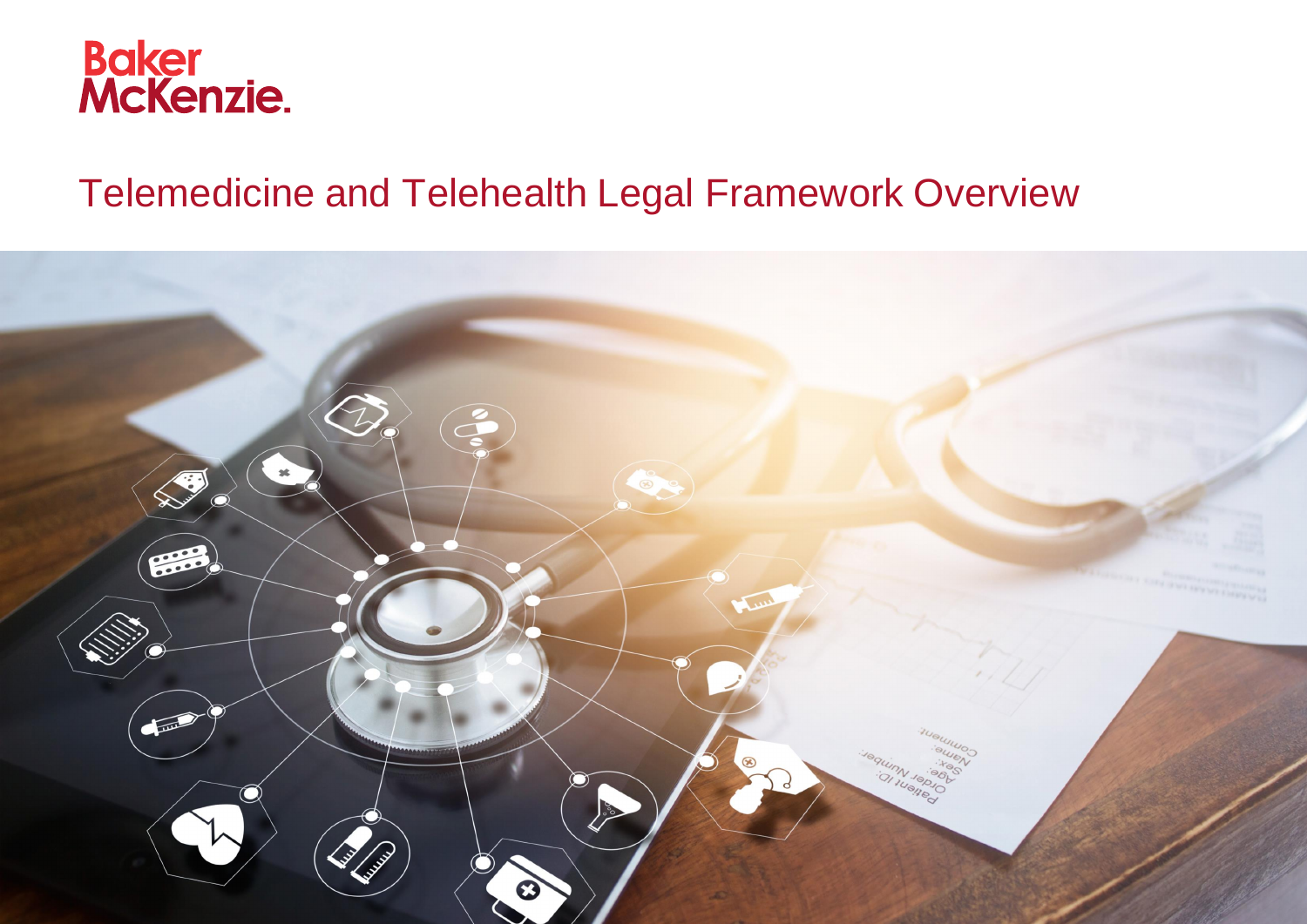Baker McKenzie.

# Telemedicine and Telehealth Legal Framework Overview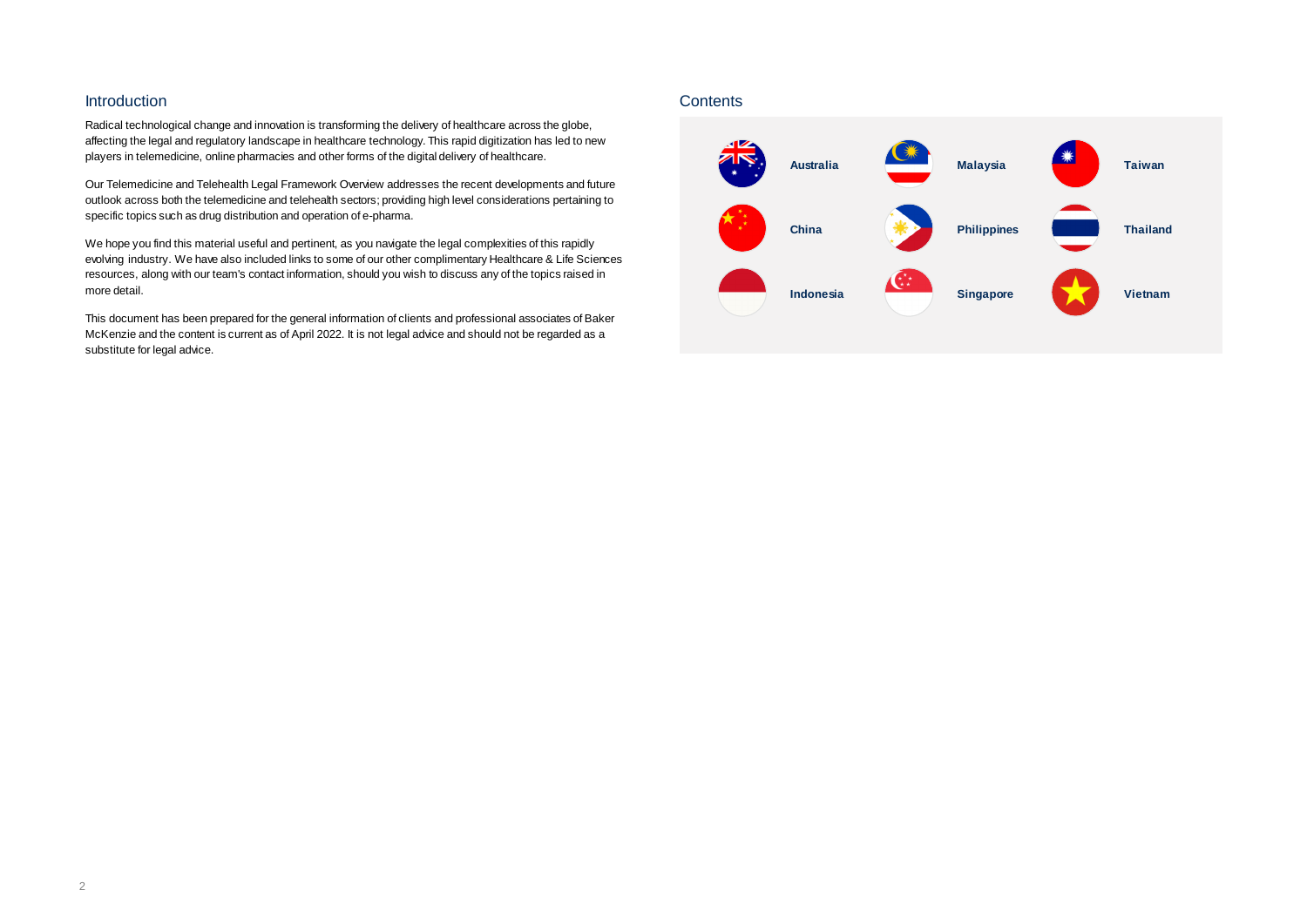## Introduction

Radical technological change and innovation is transforming the delivery of healthcare across the globe, affecting the legal and regulatory landscape in healthcare technology. This rapid digitization has led to new players in telemedicine, online pharmacies and other forms of the digital delivery of healthcare.

Our Telemedicine and Telehealth Legal Framework Overview addresses the recent developments and future outlook across both the telemedicine and telehealth sectors; providing high level considerations pertaining to specific topics such as drug distribution and operation of e-pharma.

We hope you find this material useful and pertinent, as you navigate the legal complexities of this rapidly evolving industry. We have also included links to some of our other complimentary Healthcare & Life Sciences resources, along with our team's contact information, should you wish to discuss any of the topics raised in more detail.

This document has been prepared for the general information of clients and professional associates of Baker McKenzie and the content is current as of April 2022. It is not legal advice and should not be regarded as a substitute for legal advice.

## Contents

- **Australia**
- **China**
- **Indonesia**
- **Malaysia**
- **Philippines**
- **Singapore**
- **Taiwan**
- **Thailand**
- **Vietnam**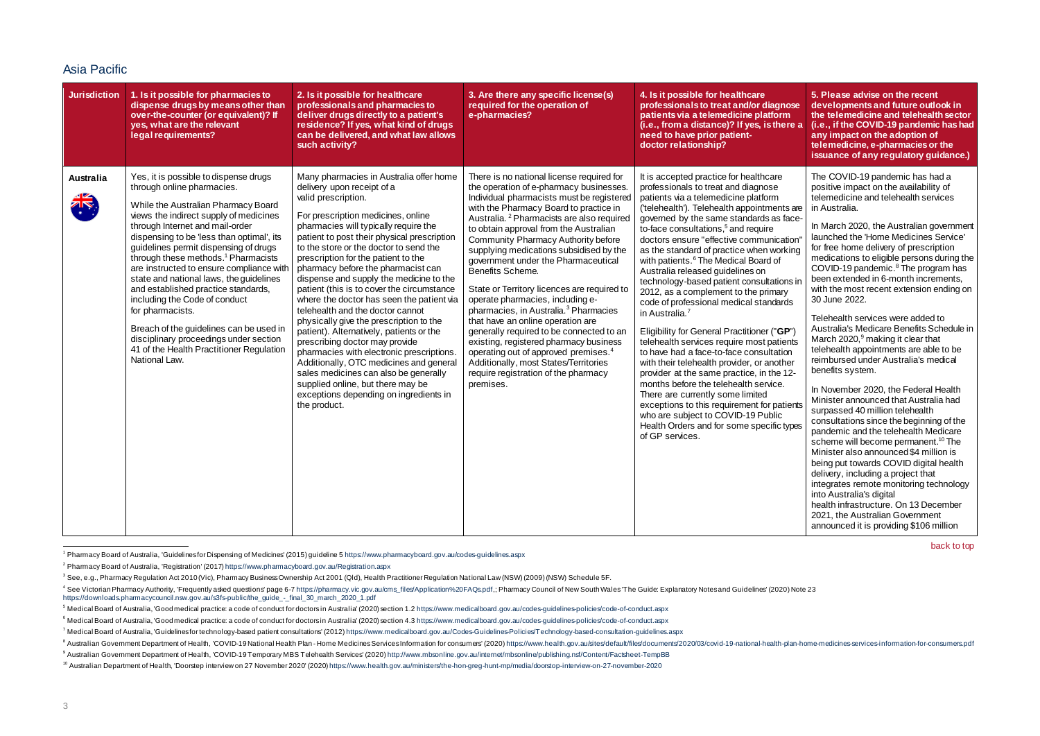## Asia Pacific

| Jurisdiction | 1. Is it possible for pharmacies to dispense drugs by means other than over-the-counter (or equivalent)? If yes, what are the relevant legal requirements? | 2. Is it possible for healthcare professionals and pharmacies to deliver drugs directly to a patient's residence? If yes, what kind of drugs can be delivered, and what law allows such activity? | 3. Are there any specific license(s) required for the operation of e-pharmacies? | 4. Is it possible for healthcare professionals to treat and/or diagnose patients via a telemedicine platform (i.e., from a distance)? If yes, is there a need to have prior patient-doctor relationship? | 5. Please advise on the recent developments and future outlook in the telemedicine and telehealth sector (i.e., if the COVID-19 pandemic has had any impact on the adoption of telemedicine, e-pharmacies or the issuance of any regulatory guidance.) |
|---|---|---|---|---|---|
| **Australia** | Yes, it is possible to dispense drugs through online pharmacies.<br><br>While the Australian Pharmacy Board views the indirect supply of medicines through Internet and mail-order dispensing to be 'less than optimal', its guidelines permit dispensing of drugs through these methods.[1] Pharmacists are instructed to ensure compliance with state and national laws, the guidelines and established practice standards, including the Code of conduct for pharmacists.<br><br>Breach of the guidelines can be used in disciplinary proceedings under section 41 of the Health Practitioner Regulation National Law. | Many pharmacies in Australia offer home delivery upon receipt of a valid prescription.<br><br>For prescription medicines, online pharmacies will typically require the patient to post their physical prescription to the store or the doctor to send the prescription for the patient to the pharmacy before the pharmacist can dispense and supply the medicine to the patient (this is to cover the circumstance where the doctor has seen the patient via telehealth and the doctor cannot physically give the prescription to the patient). Alternatively, patients or the prescribing doctor may provide pharmacies with electronic prescriptions. Additionally, OTC medicines and general sales medicines can also be generally supplied online, but there may be exceptions depending on ingredients in the product. | There is no national license required for the operation of e-pharmacy businesses. Individual pharmacists must be registered with the Pharmacy Board to practice in Australia. [2] Pharmacists are also required to obtain approval from the Australian Community Pharmacy Authority before supplying medications subsidised by the government under the Pharmaceutical Benefits Scheme.<br><br>State or Territory licences are required to operate pharmacies, including e-pharmacies, in Australia.[3] Pharmacies that have an online operation are generally required to be connected to an existing, registered pharmacy business operating out of approved premises.[4] Additionally, most States/Territories require registration of the pharmacy premises. | It is accepted practice for healthcare professionals to treat and diagnose patients via a telemedicine platform ('telehealth'). Telehealth appointments are governed by the same standards as face-to-face consultations,[5] and require doctors ensure "effective communication" as the standard of practice when working with patients.[6] The Medical Board of Australia released guidelines on technology-based patient consultations in 2012, as a complement to the primary code of professional medical standards in Australia.[7]<br><br>Eligibility for General Practitioner ("**GP**") telehealth services require most patients to have had a face-to-face consultation with their telehealth provider, or another provider at the same practice, in the 12-months before the telehealth service. There are currently some limited exceptions to this requirement for patients who are subject to COVID-19 Public Health Orders and for some specific types of GP services. | The COVID-19 pandemic has had a positive impact on the availability of telemedicine and telehealth services in Australia.<br><br>In March 2020, the Australian government launched the 'Home Medicines Service' for free home delivery of prescription medications to eligible persons during the COVID-19 pandemic.[8] The program has been extended in 6-month increments, with the most recent extension ending on 30 June 2022.<br><br>Telehealth services were added to Australia's Medicare Benefits Schedule in March 2020,[9] making it clear that telehealth appointments are able to be reimbursed under Australia's medical benefits system.<br><br>In November 2020, the Federal Health Minister announced that Australia had surpassed 40 million telehealth consultations since the beginning of the pandemic and the telehealth Medicare scheme will become permanent.[10] The Minister also announced $4 million is being put towards COVID digital health delivery, including a project that integrates remote monitoring technology into Australia's digital health infrastructure. On 13 December 2021, the Australian Government announced it is providing $106 million |

back to top

[1] Pharmacy Board of Australia, 'Guidelines for Dispensing of Medicines' (2015) guideline 5 https://www.pharmacyboard.gov.au/codes-guidelines.aspx

[2] Pharmacy Board of Australia, 'Registration' (2017) https://www.pharmacyboard.gov.au/Registration.aspx

[3] See, e.g., Pharmacy Regulation Act 2010 (Vic), Pharmacy Business Ownership Act 2001 (Qld), Health Practitioner Regulation National Law (NSW) (2009) (NSW) Schedule 5F.

[4] See Victorian Pharmacy Authority, 'Frequently asked questions' page 6-7 https://pharmacy.vic.gov.au/cms_files/Application%20FAQs.pdf,; Pharmacy Council of New South Wales 'The Guide: Explanatory Notes and Guidelines' (2020) Note 23 https://downloads.pharmacycouncil.nsw.gov.au/s3fs-public/the_guide_-_final_30_march_2020_1.pdf

[5] Medical Board of Australia, 'Good medical practice: a code of conduct for doctors in Australia' (2020) section 1.2 https://www.medicalboard.gov.au/codes-guidelines-policies/code-of-conduct.aspx

[6] Medical Board of Australia, 'Good medical practice: a code of conduct for doctors in Australia' (2020) section 4.3 https://www.medicalboard.gov.au/codes-guidelines-policies/code-of-conduct.aspx

[7] Medical Board of Australia, 'Guidelines for technology-based patient consultations' (2012) https://www.medicalboard.gov.au/Codes-Guidelines-Policies/Technology-based-consultation-guidelines.aspx

[8] Australian Government Department of Health, 'COVID-19 National Health Plan - Home Medicines Services Information for consumers' (2020) https://www.health.gov.au/sites/default/files/documents/2020/03/covid-19-national-health-plan-home-medicines-services-information-for-consumers.pdf

[9] Australian Government Department of Health, 'COVID-19 Temporary MBS Telehealth Services' (2020) http://www.mbsonline.gov.au/internet/mbsonline/publishing.nsf/Content/Factsheet-TempBB

[10] Australian Department of Health, 'Doorstep interview on 27 November 2020' (2020) https://www.health.gov.au/ministers/the-hon-greg-hunt-mp/media/doorstep-interview-on-27-november-2020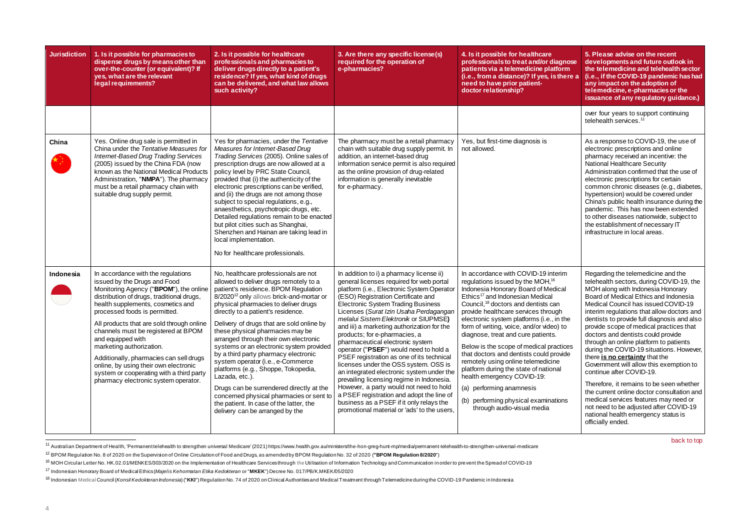| Jurisdiction | 1. Is it possible for pharmacies to dispense drugs by means other than over-the-counter (or equivalent)? If yes, what are the relevant legal requirements? | 2. Is it possible for healthcare professionals and pharmacies to deliver drugs directly to a patient's residence? If yes, what kind of drugs can be delivered, and what law allows such activity? | 3. Are there any specific license(s) required for the operation of e-pharmacies? | 4. Is it possible for healthcare professionals to treat and/or diagnose patients via a telemedicine platform (i.e., from a distance)? If yes, is there a need to have prior patient-doctor relationship? | 5. Please advise on the recent developments and future outlook in the telemedicine and telehealth sector (i.e., if the COVID-19 pandemic has had any impact on the adoption of telemedicine, e-pharmacies or the issuance of any regulatory guidance.) |
|---|---|---|---|---|---|
| | | | | | over four years to support continuing telehealth services.[11] |
| **China** | Yes. Online drug sale is permitted in China under the *Tentative Measures for Internet-Based Drug Trading Services* (2005) issued by the China FDA (now known as the National Medical Products Administration, "**NMPA**"). The pharmacy must be a retail pharmacy chain with suitable drug supply permit. | Yes for pharmacies, under the *Tentative Measures for Internet-Based Drug Trading Services* (2005). Online sales of prescription drugs are now allowed at a policy level by PRC State Council, provided that (i) the authenticity of the electronic prescriptions can be verified, and (ii) the drugs are not among those subject to special regulations, e.g., anaesthetics, psychotropic drugs, etc. Detailed regulations remain to be enacted but pilot cities such as Shanghai, Shenzhen and Hainan are taking lead in local implementation.<br><br>No for healthcare professionals. | The pharmacy must be a retail pharmacy chain with suitable drug supply permit. In addition, an internet-based drug information service permit is also required as the online provision of drug-related information is generally inevitable for e-pharmacy. | Yes, but first-time diagnosis is not allowed. | As a response to COVID-19, the use of electronic prescriptions and online pharmacy received an incentive: the National Healthcare Security Administration confirmed that the use of electronic prescriptions for certain common chronic diseases (e.g., diabetes, hypertension) would be covered under China's public health insurance during the pandemic. This has now been extended to other diseases nationwide, subject to the establishment of necessary IT infrastructure in local areas. |
| **Indonesia** | In accordance with the regulations issued by the Drugs and Food Monitoring Agency ("**BPOM**"), the online distribution of drugs, traditional drugs, health supplements, cosmetics and processed foods is permitted.<br><br>All products that are sold through online channels must be registered at BPOM and equipped with marketing authorization.<br><br>Additionally, pharmacies can sell drugs online, by using their own electronic system or cooperating with a third party pharmacy electronic system operator. | No, healthcare professionals are not allowed to deliver drugs remotely to a patient's residence. BPOM Regulation 8/2020[12] only allows brick-and-mortar or physical pharmacies to deliver drugs directly to a patient's residence.<br><br>Delivery of drugs that are sold online by these physical pharmacies may be arranged through their own electronic systems or an electronic system provided by a third party pharmacy electronic system operator (i.e., e-Commerce platforms (e.g., Shoppe, Tokopedia, Lazada, etc.).<br><br>Drugs can be surrendered directly at the concerned physical pharmacies or sent to the patient. In case of the latter, the delivery can be arranged by the | In addition to i) a pharmacy license ii) general licenses required for web portal platform (i.e., Electronic System Operator (ESO) Registration Certificate and Electronic System Trading Business Licenses (*Surat Izin Usaha Perdagangan melalui Sistem Elektronik* or SIUPMSE**)** and iii) a marketing authorization for the products; for e-pharmacies, a pharmaceutical electronic system operator ("**PSEF**") would need to hold a PSEF registration as one of its technical licenses under the OSS system. OSS is an integrated electronic system under the prevailing licensing regime in Indonesia. However, a party would not need to hold a PSEF registration and adopt the line of business as a PSEF if it only relays the promotional material or 'ads' to the users, | In accordance with COVID-19 interim regulations issued by the MOH,[16] Indonesia Honorary Board of Medical Ethics[17] and Indonesian Medical Council,[18] doctors and dentists can provide healthcare services through electronic system platforms (i.e., in the form of writing, voice, and/or video) to diagnose, treat and cure patients.<br><br>Below is the scope of medical practices that doctors and dentists could provide remotely using online telemedicine platform during the state of national health emergency COVID-19:<br><br>(a) performing anamnesis<br><br>(b) performing physical examinations through audio-visual media | Regarding the telemedicine and the telehealth sectors, during COVID-19, the MOH along with Indonesia Honorary Board of Medical Ethics and Indonesia Medical Council has issued COVID-19 interim regulations that allow doctors and dentists to provide full diagnosis and also provide scope of medical practices that doctors and dentists could provide through an online platform to patients during the COVID-19 situations. However, there **is no certainty** that the Government will allow this exemption to continue after COVID-19.<br><br>Therefore, it remains to be seen whether the current online doctor consultation and medical services features may need or not need to be adjusted after COVID-19 national health emergency status is officially ended. |

back to top

[11] Australian Department of Health, 'Permanent telehealth to strengthen universal Medicare' (2021) https://www.health.gov.au/ministers/the-hon-greg-hunt-mp/media/permanent-telehealth-to-strengthen-universal-medicare

[12] BPOM Regulation No. 8 of 2020 on the Supervision of Online Circulation of Food and Drugs, as amended by BPOM Regulation No. 32 of 2020 (**"BPOM Regulation 8/2020**")

[16] MOH Circular Letter No. HK.02.01/MENKES/303/2020 on the Implementation of Healthcare Services through the Utilisation of Information Technology and Communication in order to prevent the Spread of COVID-19

[17] Indonesian Honorary Board of Medical Ethics (*Majelis Kehormatan Etika Kedokteran* or "**MKEK**") Decree No. 017/PB/K.MKEK/05/2020

[18] Indonesian Medical Council (*Konsil Kedokteran Indonesia*) ("**KKI**") Regulation No. 74 of 2020 on Clinical Authorities and Medical Treatment through Telemedicine during the COVID-19 Pandemic in Indonesia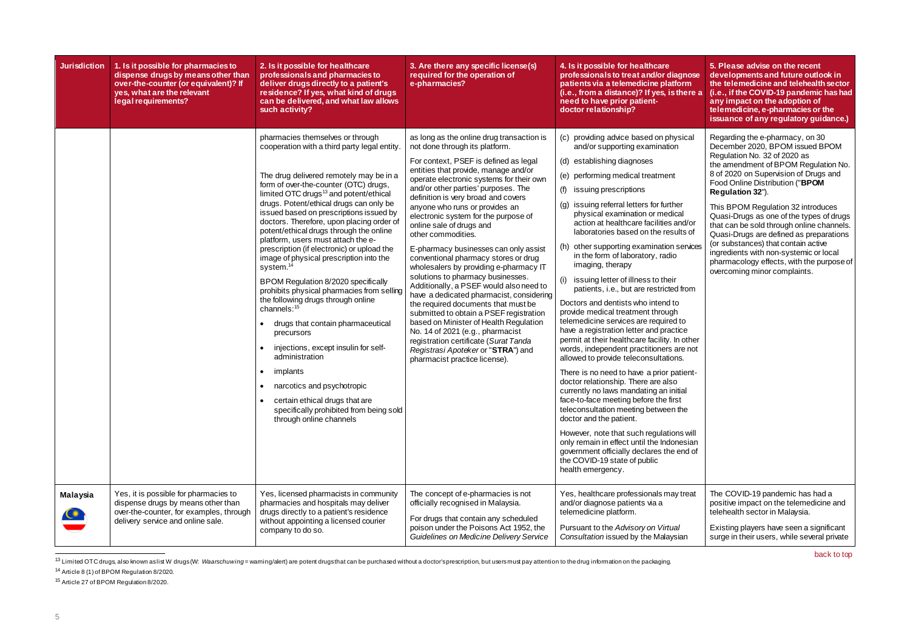| Jurisdiction | 1. Is it possible for pharmacies to dispense drugs by means other than over-the-counter (or equivalent)? If yes, what are the relevant legal requirements? | 2. Is it possible for healthcare professionals and pharmacies to deliver drugs directly to a patient's residence? If yes, what kind of drugs can be delivered, and what law allows such activity? | 3. Are there any specific license(s) required for the operation of e-pharmacies? | 4. Is it possible for healthcare professionals to treat and/or diagnose patients via a telemedicine platform (i.e., from a distance)? If yes, is there a need to have prior patient-doctor relationship? | 5. Please advise on the recent developments and future outlook in the telemedicine and telehealth sector (i.e., if the COVID-19 pandemic has had any impact on the adoption of telemedicine, e-pharmacies or the issuance of any regulatory guidance.) |
|---|---|---|---|---|---|
| | | pharmacies themselves or through cooperation with a third party legal entity.<br><br>The drug delivered remotely may be in a form of over-the-counter (OTC) drugs, limited OTC drugs[13] and potent/ethical drugs. Potent/ethical drugs can only be issued based on prescriptions issued by doctors. Therefore, upon placing order of potent/ethical drugs through the online platform, users must attach the e-prescription (if electronic) or upload the image of physical prescription into the system.[14]<br><br>BPOM Regulation 8/2020 specifically prohibits physical pharmacies from selling the following drugs through online channels:[15]<br>• drugs that contain pharmaceutical precursors<br>• injections, except insulin for self-administration<br>• implants<br>• narcotics and psychotropic<br>• certain ethical drugs that are specifically prohibited from being sold through online channels | as long as the online drug transaction is not done through its platform.<br><br>For context, PSEF is defined as legal entities that provide, manage and/or operate electronic systems for their own and/or other parties' purposes. The definition is very broad and covers anyone who runs or provides an electronic system for the purpose of online sale of drugs and other commodities.<br><br>E-pharmacy businesses can only assist conventional pharmacy stores or drug wholesalers by providing e-pharmacy IT solutions to pharmacy businesses. Additionally, a PSEF would also need to have a dedicated pharmacist, considering the required documents that must be submitted to obtain a PSEF registration based on Minister of Health Regulation No. 14 of 2021 (e.g., pharmacist registration certificate (*Surat Tanda Registrasi Apoteker* or "**STRA**") and pharmacist practice license). | (c) providing advice based on physical and/or supporting examination<br>(d) establishing diagnoses<br>(e) performing medical treatment<br>(f) issuing prescriptions<br>(g) issuing referral letters for further physical examination or medical action at healthcare facilities and/or laboratories based on the results of<br>(h) other supporting examination services in the form of laboratory, radio imaging, therapy<br>(i) issuing letter of illness to their patients, i.e., but are restricted from<br><br>Doctors and dentists who intend to provide medical treatment through telemedicine services are required to have a registration letter and practice permit at their healthcare facility. In other words, independent practitioners are not allowed to provide teleconsultations.<br><br>There is no need to have a prior patient-doctor relationship. There are also currently no laws mandating an initial face-to-face meeting before the first teleconsultation meeting between the doctor and the patient.<br><br>However, note that such regulations will only remain in effect until the Indonesian government officially declares the end of the COVID-19 state of public health emergency. | Regarding the e-pharmacy, on 30 December 2020, BPOM issued BPOM Regulation No. 32 of 2020 as the amendment of BPOM Regulation No. 8 of 2020 on Supervision of Drugs and Food Online Distribution ("**BPOM Regulation 32**").<br><br>This BPOM Regulation 32 introduces Quasi-Drugs as one of the types of drugs that can be sold through online channels. Quasi-Drugs are defined as preparations (or substances) that contain active ingredients with non-systemic or local pharmacology effects, with the purpose of overcoming minor complaints. |
| **Malaysia** | Yes, it is possible for pharmacies to dispense drugs by means other than over-the-counter, for examples, through delivery service and online sale. | Yes, licensed pharmacists in community pharmacies and hospitals may deliver drugs directly to a patient's residence without appointing a licensed courier company to do so. | The concept of e-pharmacies is not officially recognised in Malaysia.<br><br>For drugs that contain any scheduled poison under the Poisons Act 1952, the *Guidelines on Medicine Delivery Service* | Yes, healthcare professionals may treat and/or diagnose patients via a telemedicine platform.<br><br>Pursuant to the *Advisory on Virtual Consultation* issued by the Malaysian | The COVID-19 pandemic has had a positive impact on the telemedicine and telehealth sector in Malaysia.<br><br>Existing players have seen a significant surge in their users, while several private |

[13] Limited OTC drugs, also known as list W drugs (W: *Waarschuwing* = warning/alert) are potent drugs that can be purchased without a doctor's prescription, but users must pay attention to the drug information on the packaging.

[14] Article 8 (1) of BPOM Regulation 8/2020.

[15] Article 27 of BPOM Regulation 8/2020.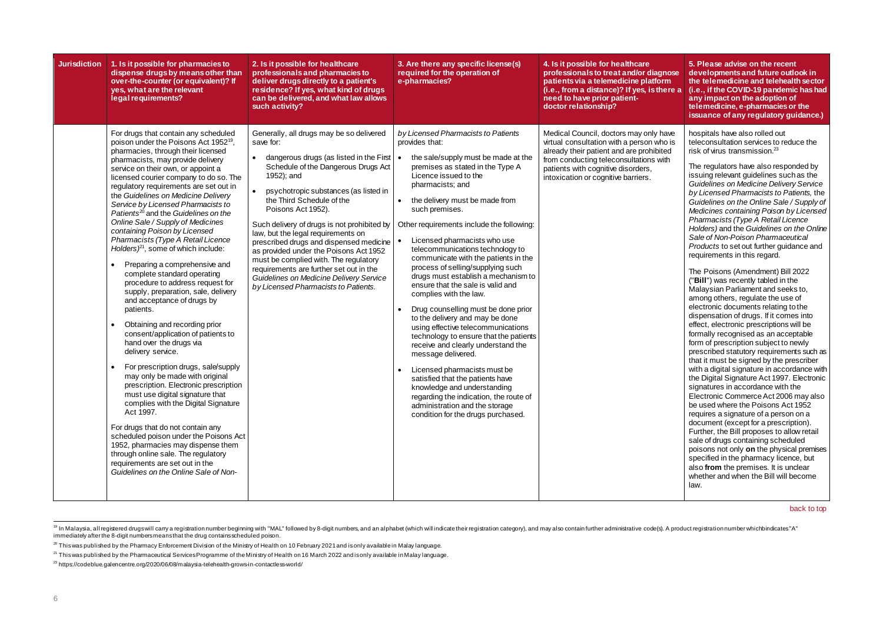| Jurisdiction | 1. Is it possible for pharmacies to dispense drugs by means other than over-the-counter (or equivalent)? If yes, what are the relevant legal requirements? | 2. Is it possible for healthcare professionals and pharmacies to deliver drugs directly to a patient's residence? If yes, what kind of drugs can be delivered, and what law allows such activity? | 3. Are there any specific license(s) required for the operation of e-pharmacies? | 4. Is it possible for healthcare professionals to treat and/or diagnose patients via a telemedicine platform (i.e., from a distance)? If yes, is there a need to have prior patient-doctor relationship? | 5. Please advise on the recent developments and future outlook in the telemedicine and telehealth sector (i.e., if the COVID-19 pandemic has had any impact on the adoption of telemedicine, e-pharmacies or the issuance of any regulatory guidance.) |
|---|---|---|---|---|---|
| | For drugs that contain any scheduled poison under the Poisons Act 1952[19], pharmacies, through their licensed pharmacists, may provide delivery service on their own, or appoint a licensed courier company to do so. The regulatory requirements are set out in the *Guidelines on Medicine Delivery Service by Licensed Pharmacists to Patients*[20] and the *Guidelines on the Online Sale / Supply of Medicines containing Poison by Licensed Pharmacists (Type A Retail Licence Holders)*[21], some of which include:<br>• Preparing a comprehensive and complete standard operating procedure to address request for supply, preparation, sale, delivery and acceptance of drugs by patients.<br>• Obtaining and recording prior consent/application of patients to hand over the drugs via delivery service.<br>• For prescription drugs, sale/supply may only be made with original prescription. Electronic prescription must use digital signature that complies with the Digital Signature Act 1997.<br>For drugs that do not contain any scheduled poison under the Poisons Act 1952, pharmacies may dispense them through online sale. The regulatory requirements are set out in the *Guidelines on the Online Sale of Non-* | Generally, all drugs may be so delivered save for:<br>• dangerous drugs (as listed in the First Schedule of the Dangerous Drugs Act 1952); and<br>• psychotropic substances (as listed in the Third Schedule of the Poisons Act 1952).<br>Such delivery of drugs is not prohibited by law, but the legal requirements on prescribed drugs and dispensed medicine as provided under the Poisons Act 1952 must be complied with. The regulatory requirements are further set out in the *Guidelines on Medicine Delivery Service by Licensed Pharmacists to Patients*. | *by Licensed Pharmacists to Patients* provides that:<br>• the sale/supply must be made at the premises as stated in the Type A Licence issued to the pharmacist; and<br>• the delivery must be made from such premises.<br>Other requirements include the following:<br>• Licensed pharmacists who use telecommunications technology to communicate with the patients in the process of selling/supplying such drugs must establish a mechanism to ensure that the sale is valid and complies with the law.<br>• Drug counselling must be done prior to the delivery and may be done using effective telecommunications technology to ensure that the patients receive and clearly understand the message delivered.<br>• Licensed pharmacists must be satisfied that the patients have knowledge and understanding regarding the indication, the route of administration and the storage condition for the drugs purchased. | Medical Council, doctors may only have virtual consultation with a person who is already their patient and are prohibited from conducting teleconsultations with patients with cognitive disorders, intoxication or cognitive barriers. | hospitals have also rolled out teleconsultation services to reduce the risk of virus transmission.[23]<br>The regulators have also responded by issuing relevant guidelines such as the *Guidelines on Medicine Delivery Service by Licensed Pharmacists to Patients*, the *Guidelines on the Online Sale / Supply of Medicines containing Poison by Licensed Pharmacists (Type A Retail Licence Holders)* and the *Guidelines on the Online Sale of Non-Poison Pharmaceutical Products* to set out further guidance and requirements in this regard.<br>The Poisons (Amendment) Bill 2022 ("**Bill**") was recently tabled in the Malaysian Parliament and seeks to, among others, regulate the use of electronic documents relating to the dispensation of drugs. If it comes into effect, electronic prescriptions will be formally recognised as an acceptable form of prescription subject to newly prescribed statutory requirements such as that it must be signed by the prescriber with a digital signature in accordance with the Digital Signature Act 1997. Electronic signatures in accordance with the Electronic Commerce Act 2006 may also be used where the Poisons Act 1952 requires a signature of a person on a document (except for a prescription). Further, the Bill proposes to allow retail sale of drugs containing scheduled poisons not only **on** the physical premises specified in the pharmacy licence, but also **from** the premises. It is unclear whether and when the Bill will become law. |

back to top

[19] In Malaysia, all registered drugs will carry a registration number beginning with "MAL" followed by 8-digit numbers, and an alphabet (which will indicate their registration category), and may also contain further administrative code(s). A product registration number which indicates "A" immediately after the 8-digit numbers means that the drug contains scheduled poison.

[20] This was published by the Pharmacy Enforcement Division of the Ministry of Health on 10 February 2021 and is only available in Malay language.

[21] This was published by the Pharmaceutical Services Programme of the Ministry of Health on 16 March 2022 and is only available in Malay language.

[23] https://codeblue.galencentre.org/2020/06/08/malaysia-telehealth-grows-in-contactless-world/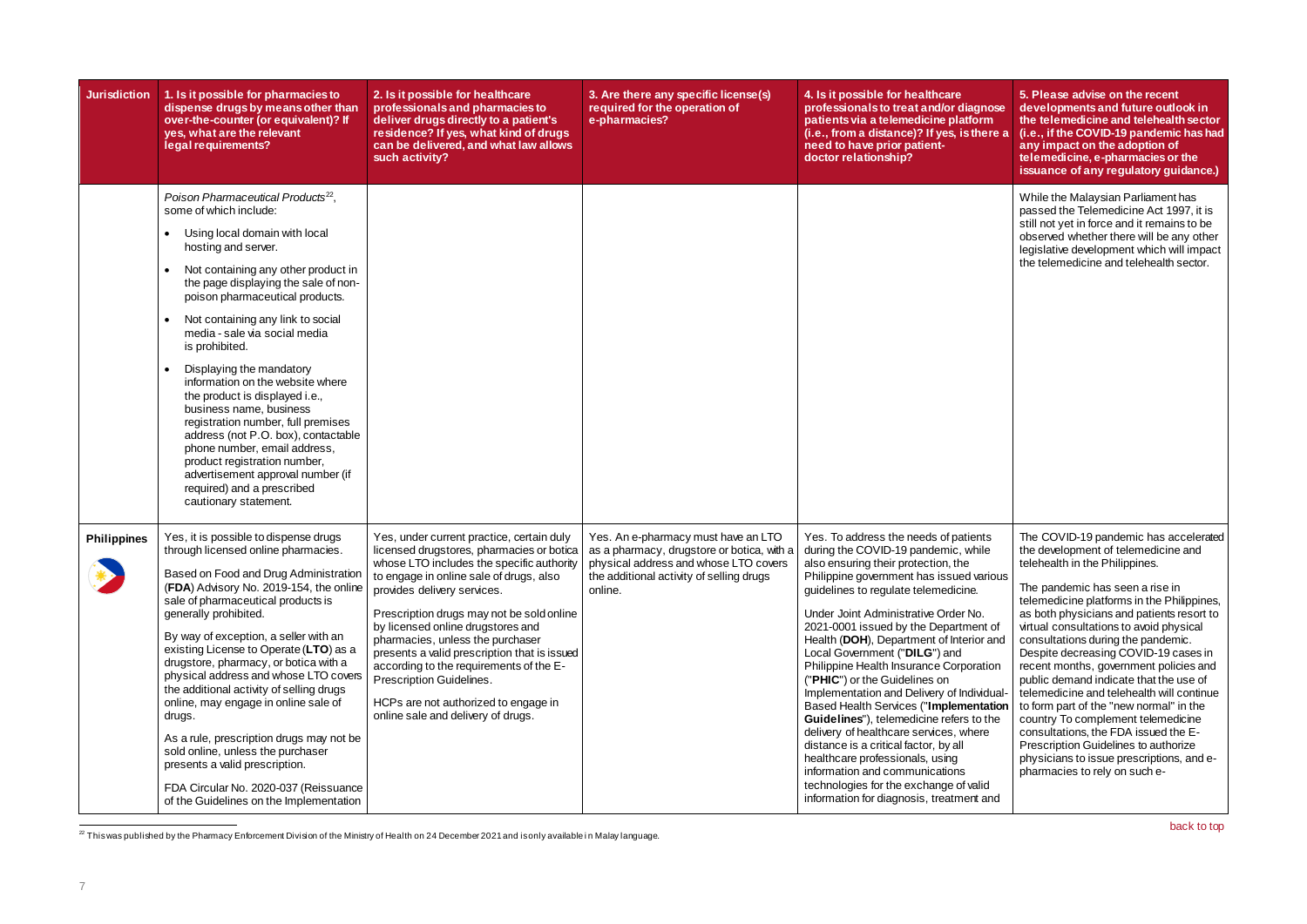| Jurisdiction | 1. Is it possible for pharmacies to dispense drugs by means other than over-the-counter (or equivalent)? If yes, what are the relevant legal requirements? | 2. Is it possible for healthcare professionals and pharmacies to deliver drugs directly to a patient's residence? If yes, what kind of drugs can be delivered, and what law allows such activity? | 3. Are there any specific license(s) required for the operation of e-pharmacies? | 4. Is it possible for healthcare professionals to treat and/or diagnose patients via a telemedicine platform (i.e., from a distance)? If yes, is there a need to have prior patient-doctor relationship? | 5. Please advise on the recent developments and future outlook in the telemedicine and telehealth sector (i.e., if the COVID-19 pandemic has had any impact on the adoption of telemedicine, e-pharmacies or the issuance of any regulatory guidance.) |
|---|---|---|---|---|---|
| | *Poison Pharmaceutical Products*[22], some of which include:<br>• Using local domain with local hosting and server.<br>• Not containing any other product in the page displaying the sale of non-poison pharmaceutical products.<br>• Not containing any link to social media - sale via social media is prohibited.<br>• Displaying the mandatory information on the website where the product is displayed i.e., business name, business registration number, full premises address (not P.O. box), contactable phone number, email address, product registration number, advertisement approval number (if required) and a prescribed cautionary statement. | | | | While the Malaysian Parliament has passed the Telemedicine Act 1997, it is still not yet in force and it remains to be observed whether there will be any other legislative development which will impact the telemedicine and telehealth sector. |
| **Philippines** | Yes, it is possible to dispense drugs through licensed online pharmacies.<br><br>Based on Food and Drug Administration (**FDA**) Advisory No. 2019-154, the online sale of pharmaceutical products is generally prohibited.<br><br>By way of exception, a seller with an existing License to Operate (**LTO**) as a drugstore, pharmacy, or botica with a physical address and whose LTO covers the additional activity of selling drugs online, may engage in online sale of drugs.<br><br>As a rule, prescription drugs may not be sold online, unless the purchaser presents a valid prescription.<br><br>FDA Circular No. 2020-037 (Reissuance of the Guidelines on the Implementation | Yes, under current practice, certain duly licensed drugstores, pharmacies or botica whose LTO includes the specific authority to engage in online sale of drugs, also provides delivery services.<br><br>Prescription drugs may not be sold online by licensed online drugstores and pharmacies, unless the purchaser presents a valid prescription that is issued according to the terms of the E-Prescription Guidelines.<br><br>HCPs are not authorized to engage in online sale and delivery of drugs. | Yes. An e-pharmacy must have an LTO as a pharmacy, drugstore or botica, with a physical address and whose LTO covers the additional activity of selling drugs online. | Yes. To address the needs of patients during the COVID-19 pandemic, while also ensuring their protection, the Philippine government has issued various guidelines to regulate telemedicine.<br><br>Under Joint Administrative Order No. 2021-0001 issued by the Department of Health (**DOH**), Department of Interior and Local Government ("**DILG**") and Philippine Health Insurance Corporation ("**PHIC**") or the Guidelines on Implementation and Delivery of Individual-Based Health Services ("**Implementation Guidelines**"), telemedicine refers to the delivery of healthcare services, where distance is a critical factor, by all healthcare professionals, using information and communications technologies for the exchange of valid information for diagnosis, treatment and | The COVID-19 pandemic has accelerated the development of telemedicine and telehealth in the Philippines.<br><br>The pandemic has seen a rise in telemedicine platforms in the Philippines, as both physicians and patients resort to virtual consultations to avoid physical consultations during the pandemic. Despite decreasing COVID-19 cases in recent months, government policies and public demand indicate that the use of telemedicine and telehealth will continue to form part of the "new normal" in the country To complement telemedicine consultations, the FDA issued the E-Prescription Guidelines to authorize physicians to issue prescriptions, and e-pharmacies to rely on such e- |

[22] This was published by the Pharmacy Enforcement Division of the Ministry of Health on 24 December 2021 and is only available in Malay language.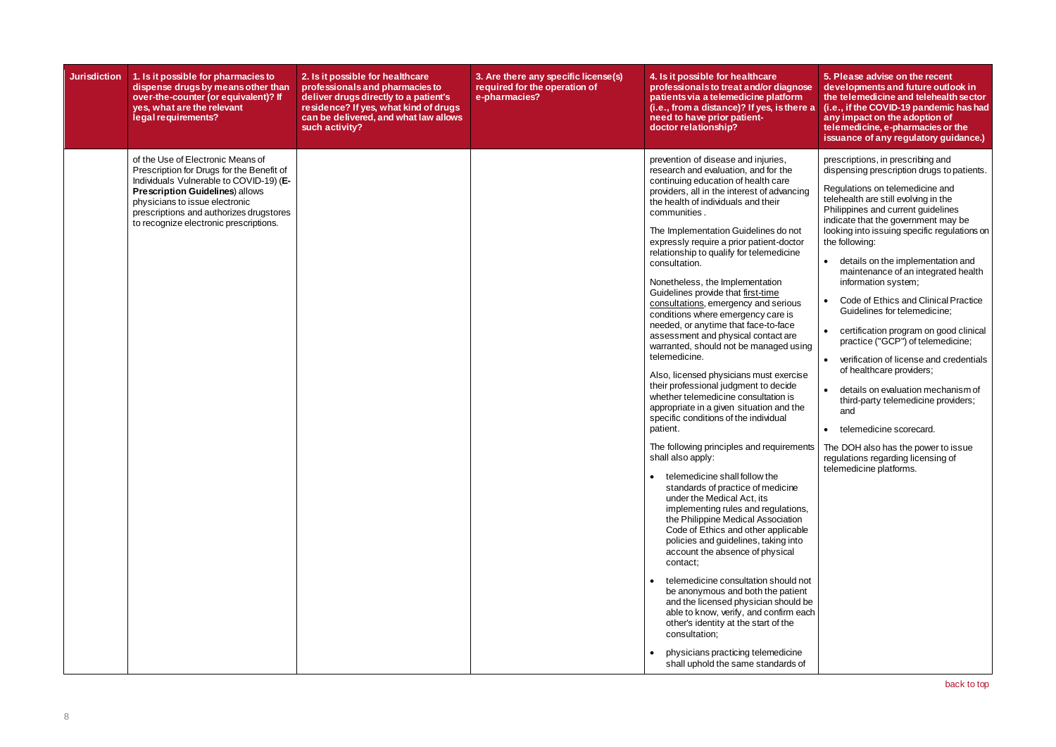| Jurisdiction | 1. Is it possible for pharmacies to dispense drugs by means other than over-the-counter (or equivalent)? If yes, what are the relevant legal requirements? | 2. Is it possible for healthcare professionals and pharmacies to deliver drugs directly to a patient's residence? If yes, what kind of drugs can be delivered, and what law allows such activity? | 3. Are there any specific license(s) required for the operation of e-pharmacies? | 4. Is it possible for healthcare professionals to treat and/or diagnose patients via a telemedicine platform (i.e., from a distance)? If yes, is there a need to have prior patient-doctor relationship? | 5. Please advise on the recent developments and future outlook in the telemedicine and telehealth sector (i.e., if the COVID-19 pandemic has had any impact on the adoption of telemedicine, e-pharmacies or the issuance of any regulatory guidance.) |
|---|---|---|---|---|---|
| | of the Use of Electronic Means of Prescription for Drugs for the Benefit of Individuals Vulnerable to COVID-19) (**E-Prescription Guidelines**) allows physicians to issue electronic prescriptions and authorizes drugstores to recognize electronic prescriptions. | | | prevention of disease and injuries, research and evaluation, and for the continuing education of health care providers, all in the interest of advancing the health of individuals and their communities .<br><br>The Implementation Guidelines do not expressly require a prior patient-doctor relationship to qualify for telemedicine consultation.<br><br>Nonetheless, the Implementation Guidelines provide that first-time consultations, emergency and serious conditions where emergency care is needed, or anytime that face-to-face assessment and physical contact are warranted, should not be managed using telemedicine.<br><br>Also, licensed physicians must exercise their professional judgment to decide whether telemedicine consultation is appropriate in a given situation and the specific conditions of the individual patient.<br><br>The following principles and requirements shall also apply:<br><br>• telemedicine shall follow the standards of practice of medicine under the Medical Act, its implementing rules and regulations, the Philippine Medical Association Code of Ethics and other applicable policies and guidelines, taking into account the absence of physical contact;<br><br>• telemedicine consultation should not be anonymous and both the patient and the licensed physician should be able to know, verify, and confirm each other's identity at the start of the consultation;<br><br>• physicians practicing telemedicine shall uphold the same standards of | prescriptions, in prescribing and dispensing prescription drugs to patients.<br><br>Regulations on telemedicine and telehealth are still evolving in the Philippines and current guidelines indicate that the government may be looking into issuing specific regulations on the following:<br><br>• details on the implementation and maintenance of an integrated health information system;<br><br>• Code of Ethics and Clinical Practice Guidelines for telemedicine;<br><br>• certification program on good clinical practice ("GCP") of telemedicine;<br><br>• verification of license and credentials of healthcare providers;<br><br>• details on evaluation mechanism of third-party telemedicine providers; and<br><br>• telemedicine scorecard.<br><br>The DOH also has the power to issue regulations regarding licensing of telemedicine platforms. |

back to top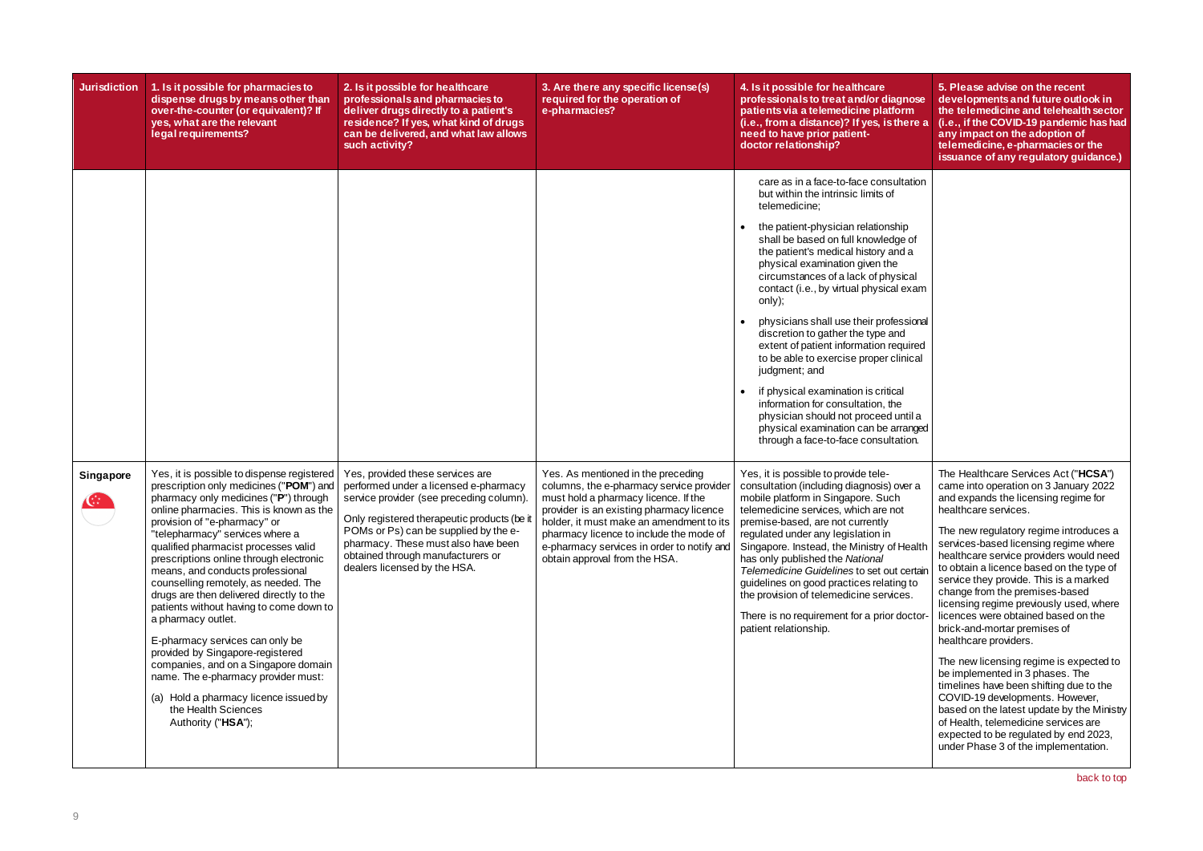| Jurisdiction | 1. Is it possible for pharmacies to dispense drugs by means other than over-the-counter (or equivalent)? If yes, what are the relevant legal requirements? | 2. Is it possible for healthcare professionals and pharmacies to deliver drugs directly to a patient's residence? If yes, what kind of drugs can be delivered, and what law allows such activity? | 3. Are there any specific license(s) required for the operation of e-pharmacies? | 4. Is it possible for healthcare professionals to treat and/or diagnose patients via a telemedicine platform (i.e., from a distance)? If yes, is there a need to have prior patient-doctor relationship? | 5. Please advise on the recent developments and future outlook in the telemedicine and telehealth sector (i.e., if the COVID-19 pandemic has had any impact on the adoption of telemedicine, e-pharmacies or the issuance of any regulatory guidance.) |
|---|---|---|---|---|---|
| | | | | care as in a face-to-face consultation but within the intrinsic limits of telemedicine;<br>• the patient-physician relationship shall be based on full knowledge of the patient's medical history and a physical examination given the circumstances of a lack of physical contact (i.e., by virtual physical exam only);<br>• physicians shall use their professional discretion to gather the type and extent of patient information required to be able to exercise proper clinical judgment; and<br>• if physical examination is critical information for consultation, the physician should not proceed until a physical examination can be arranged through a face-to-face consultation. | |
| **Singapore** | Yes, it is possible to dispense registered prescription only medicines ("**POM**") and pharmacy only medicines ("**P**") through online pharmacies. This is known as the provision of "e-pharmacy" or "telepharmacy" services where a qualified pharmacist processes valid prescriptions online through electronic means, and conducts professional counselling remotely, as needed. The drugs are then delivered directly to the patients without having to come down to a pharmacy outlet.<br><br>E-pharmacy services can only be provided by Singapore-registered companies, and on a Singapore domain name. The e-pharmacy provider must:<br><br>(a) Hold a pharmacy licence issued by the Health Sciences Authority ("**HSA**"); | Yes, provided these services are performed under a licensed e-pharmacy service provider (see preceding column).<br><br>Only registered therapeutic products (be it POMs or Ps) can be supplied by the e-pharmacy. These must also have been obtained through manufacturers or dealers licensed by the HSA. | Yes. As mentioned in the preceding columns, the e-pharmacy service provider must hold a pharmacy licence. If the provider is an existing pharmacy licence holder, it must make an amendment to its pharmacy licence to include the mode of e-pharmacy services in order to notify and obtain approval from the HSA. | Yes, it is possible to provide tele-consultation (including diagnosis) over a mobile platform in Singapore. Such telemedicine services, which are not premise-based, are not currently regulated under any legislation in Singapore. Instead, the Ministry of Health has only published the *National Telemedicine Guidelines* to set out certain guidelines on good practices relating to the provision of telemedicine services.<br><br>There is no requirement for a prior doctor-patient relationship. | The Healthcare Services Act ("**HCSA**") came into operation on 3 January 2022 and expands the licensing regime for healthcare services.<br><br>The new regulatory regime introduces a services-based licensing regime where healthcare service providers would need to obtain a licence based on the type of service they provide. This is a marked change from the premises-based licensing regime previously used, where licences were obtained based on the brick-and-mortar premises of healthcare providers.<br><br>The new licensing regime is expected to be implemented in 3 phases. The timelines have been shifting due to the COVID-19 developments. However, based on the latest update by the Ministry of Health, telemedicine services are expected to be regulated by end 2023, under Phase 3 of the implementation. |

back to top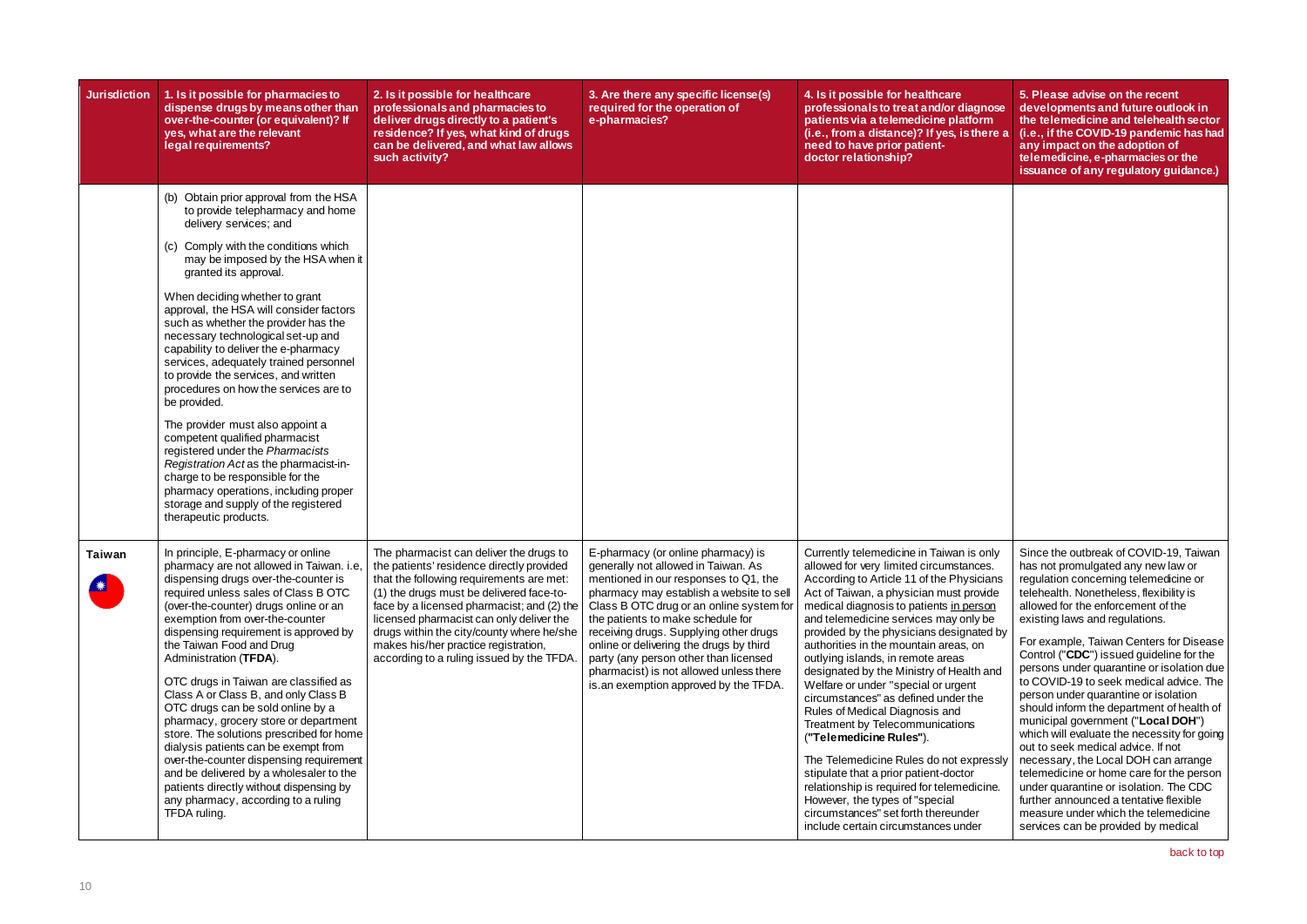| Jurisdiction | 1. Is it possible for pharmacies to dispense drugs by means other than over-the-counter (or equivalent)? If yes, what are the relevant legal requirements? | 2. Is it possible for healthcare professionals and pharmacies to deliver drugs directly to a patient's residence? If yes, what kind of drugs can be delivered, and what law allows such activity? | 3. Are there any specific license(s) required for the operation of e-pharmacies? | 4. Is it possible for healthcare professionals to treat and/or diagnose patients via a telemedicine platform (i.e., from a distance)? If yes, is there a need to have prior patient-doctor relationship? | 5. Please advise on the recent developments and future outlook in the telemedicine and telehealth sector (i.e., if the COVID-19 pandemic has had any impact on the adoption of telemedicine, e-pharmacies or the issuance of any regulatory guidance.) |
|---|---|---|---|---|---|
| | (b) Obtain prior approval from the HSA to provide telepharmacy and home delivery services; and<br><br>(c) Comply with the conditions which may be imposed by the HSA when it granted its approval.<br><br>When deciding whether to grant approval, the HSA will consider factors such as whether the provider has the necessary technological set-up and capability to deliver the e-pharmacy services, adequately trained personnel to provide the services, and written procedures on how the services are to be provided.<br><br>The provider must also appoint a competent qualified pharmacist registered under the *Pharmacists Registration Act* as the pharmacist-in-charge to be responsible for the pharmacy operations, including proper storage and supply of the registered therapeutic products. | | | | |
| **Taiwan** | In principle, E-pharmacy or online pharmacy are not allowed in Taiwan. i.e, dispensing drugs over-the-counter is required unless sales of Class B OTC (over-the-counter) drugs online or an exemption from over-the-counter dispensing requirement is approved by the Taiwan Food and Drug Administration (**TFDA**).<br><br>OTC drugs in Taiwan are classified as Class A or Class B, and only Class B OTC drugs can be sold online by a pharmacy, grocery store or department store. The solutions prescribed for home dialysis patients can be exempt from over-the-counter dispensing requirement and be delivered by a wholesaler to the patients directly without dispensing by any pharmacy, according to a ruling TFDA ruling. | The pharmacist can deliver the drugs to the patients' residence directly provided that the following requirements are met: (1) the drugs must be delivered face-to-face by a licensed pharmacist; and (2) the licensed pharmacist can only deliver the drugs within the city/county where he/she makes his/her practice registration, according to a ruling issued by the TFDA. | E-pharmacy (or online pharmacy) is generally not allowed in Taiwan. As mentioned in our responses to Q1, the pharmacy may establish a website to sell Class B OTC drug or an online system for the patients to make schedule for receiving drugs. Supplying other drugs online or delivering the drugs by third party (any person other than licensed pharmacist) is not allowed unless there is.an exemption approved by the TFDA. | Currently telemedicine in Taiwan is only allowed for very limited circumstances. According to Article 11 of the Physicians Act of Taiwan, a physician must provide medical diagnosis to patients in person and telemedicine services may only be provided by the physicians designated by authorities in the mountain areas, on outlying islands, in remote areas designated by the Ministry of Health and Welfare or under "special or urgent circumstances" as defined under the Rules of Medical Diagnosis and Treatment by Telecommunications (**"Telemedicine Rules"**).<br><br>The Telemedicine Rules do not expressly stipulate that a prior patient-doctor relationship is required for telemedicine. However, the types of "special circumstances" set forth thereunder include certain circumstances under | Since the outbreak of COVID-19, Taiwan has not promulgated any new law or regulation concerning telemedicine or telehealth. Nonetheless, flexibility is allowed for the enforcement of the existing laws and regulations.<br><br>For example, Taiwan Centers for Disease Control ("**CDC**") issued guideline for the persons under quarantine or isolation due to COVID-19 to seek medical advice. The person under quarantine or isolation should inform the department of health of municipal government ("**Local DOH**") which will evaluate the necessity for going out to seek medical advice. If not necessary, the Local DOH can arrange telemedicine or home care for the person under quarantine or isolation. The CDC further announced a tentative flexible measure under which the telemedicine services can be provided by medical |

back to top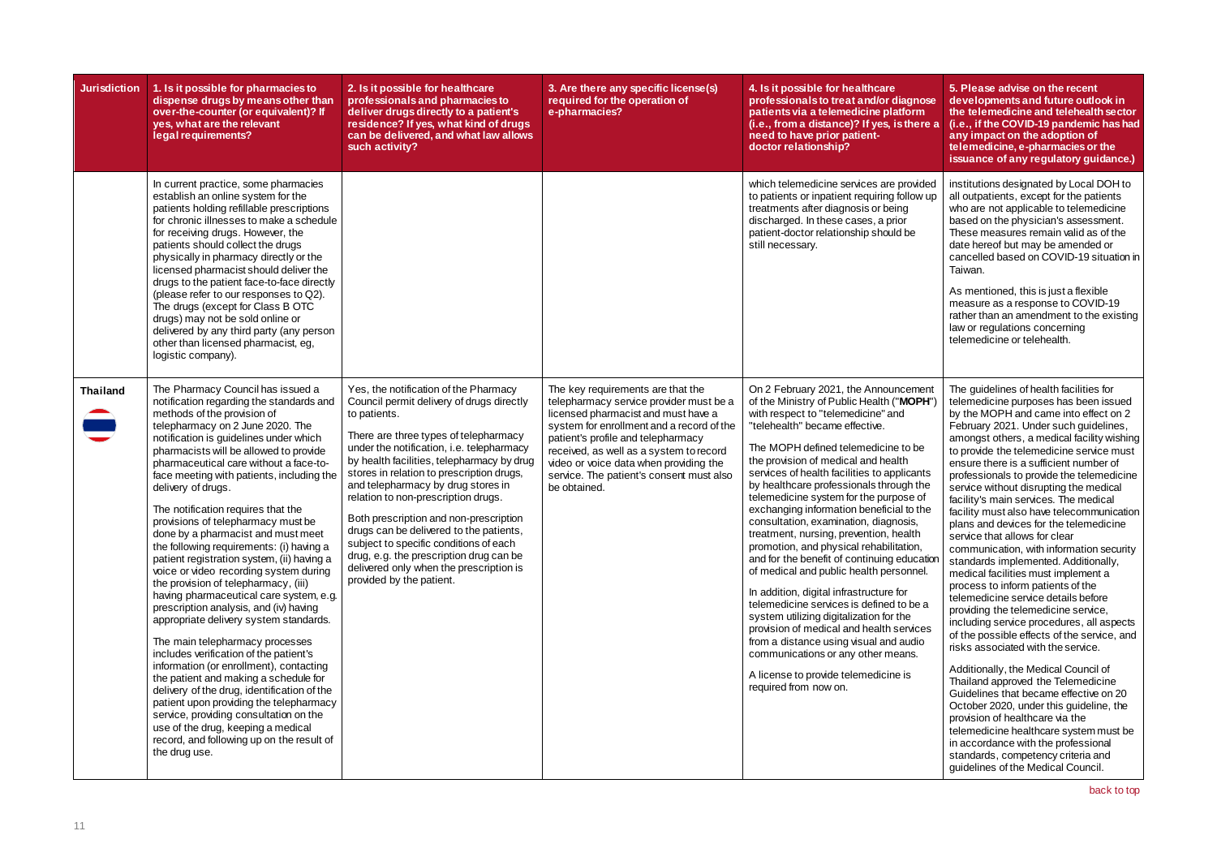| Jurisdiction | 1. Is it possible for pharmacies to dispense drugs by means other than over-the-counter (or equivalent)? If yes, what are the relevant legal requirements? | 2. Is it possible for healthcare professionals and pharmacies to deliver drugs directly to a patient's residence? If yes, what kind of drugs can be delivered, and what law allows such activity? | 3. Are there any specific license(s) required for the operation of e-pharmacies? | 4. Is it possible for healthcare professionals to treat and/or diagnose patients via a telemedicine platform (i.e., from a distance)? If yes, is there a need to have prior patient-doctor relationship? | 5. Please advise on the recent developments and future outlook in the telemedicine and telehealth sector (i.e., if the COVID-19 pandemic has had any impact on the adoption of telemedicine, e-pharmacies or the issuance of any regulatory guidance.) |
|---|---|---|---|---|---|
| | In current practice, some pharmacies establish an online system for the patients holding refillable prescriptions for chronic illnesses to make a schedule for receiving drugs. However, the patients should collect the drugs physically in pharmacy directly or the licensed pharmacist should deliver the drugs to the patient face-to-face directly (please refer to our responses to Q2). The drugs (except for Class B OTC drugs) may not be sold online or delivered by any third party (any person other than licensed pharmacist, eg, logistic company). | | | which telemedicine services are provided to patients or inpatient requiring follow up treatments after diagnosis or being discharged. In these cases, a prior patient-doctor relationship should be still necessary. | institutions designated by Local DOH to all outpatients, except for the patients who are not applicable to telemedicine based on the physician's assessment. These measures remain valid as of the date hereof but may be amended or cancelled based on COVID-19 situation in Taiwan.<br><br>As mentioned, this is just a flexible measure as a response to COVID-19 rather than an amendment to the existing law or regulations concerning telemedicine or telehealth. |
| **Thailand** | The Pharmacy Council has issued a notification regarding the standards and methods of the provision of telepharmacy on 2 June 2020. The notification is guidelines under which pharmacists will be allowed to provide pharmaceutical care without a face-to-face meeting with patients, including the delivery of drugs.<br><br>The notification requires that the provisions of telepharmacy must be done by a pharmacist and must meet the following requirements: (i) having a patient registration system, (ii) having a voice or video recording system during the provision of telepharmacy, (iii) having pharmaceutical care system, e.g. prescription analysis, and (iv) having appropriate delivery system standards.<br><br>The main telepharmacy processes includes verification of the patient's information (or enrollment), contacting the patient and making a schedule for delivery of the drug, identification of the patient upon providing the telepharmacy service, providing consultation on the use of the drug, keeping a medical record, and following up on the result of the drug use. | Yes, the notification of the Pharmacy Council permit delivery of drugs directly to patients.<br><br>There are three types of telepharmacy under the notification, i.e. telepharmacy by health facilities, telepharmacy by drug stores in relation to prescription drugs, and telepharmacy by drug stores in relation to non-prescription drugs.<br><br>Both prescription and non-prescription drugs can be delivered to the patients, subject to specific conditions of each drug, e.g. the prescription drug can be delivered only when the prescription is provided by the patient. | The key requirements are that the telepharmacy service provider must be a licensed pharmacist and must have a system for enrollment and a record of the patient's profile and telepharmacy received, as well as a system to record video or voice data when providing the service. The patient's consent must also be obtained. | On 2 February 2021, the Announcement of the Ministry of Public Health ("**MOPH**") with respect to "telemedicine" and "telehealth" became effective.<br><br>The MOPH defined telemedicine to be the provision of medical and health services of health facilities to applicants by healthcare professionals through the telemedicine system for the purpose of exchanging information beneficial to the consultation, examination, diagnosis, treatment, nursing, prevention, health promotion, and physical rehabilitation, and for the benefit of continuing education of medical and public health personnel.<br><br>In addition, digital infrastructure for telemedicine services is defined to be a system utilizing digitalization for the provision of medical and health services from a distance using visual and audio communications or any other means.<br><br>A license to provide telemedicine is required from now on. | The guidelines of health facilities for telemedicine purposes has been issued by the MOPH and came into effect on 2 February 2021. Under such guidelines, amongst others, a medical facility wishing to provide the telemedicine service must ensure there is a sufficient number of professionals to provide the telemedicine service without disrupting the medical facility's main services. The medical facility must also have telecommunication plans and devices for the telemedicine service that allows for clear communication, with information security standards implemented. Additionally, medical facilities must implement a process to inform patients of the telemedicine service details before providing the telemedicine service, including service procedures, all aspects of the possible effects of the service, and risks associated with the service.<br><br>Additionally, the Medical Council of Thailand approved the Telemedicine Guidelines that became effective on 20 October 2020, under this guideline, the provision of healthcare via the telemedicine healthcare system must be in accordance with the professional standards, competency criteria and guidelines of the Medical Council. |

back to top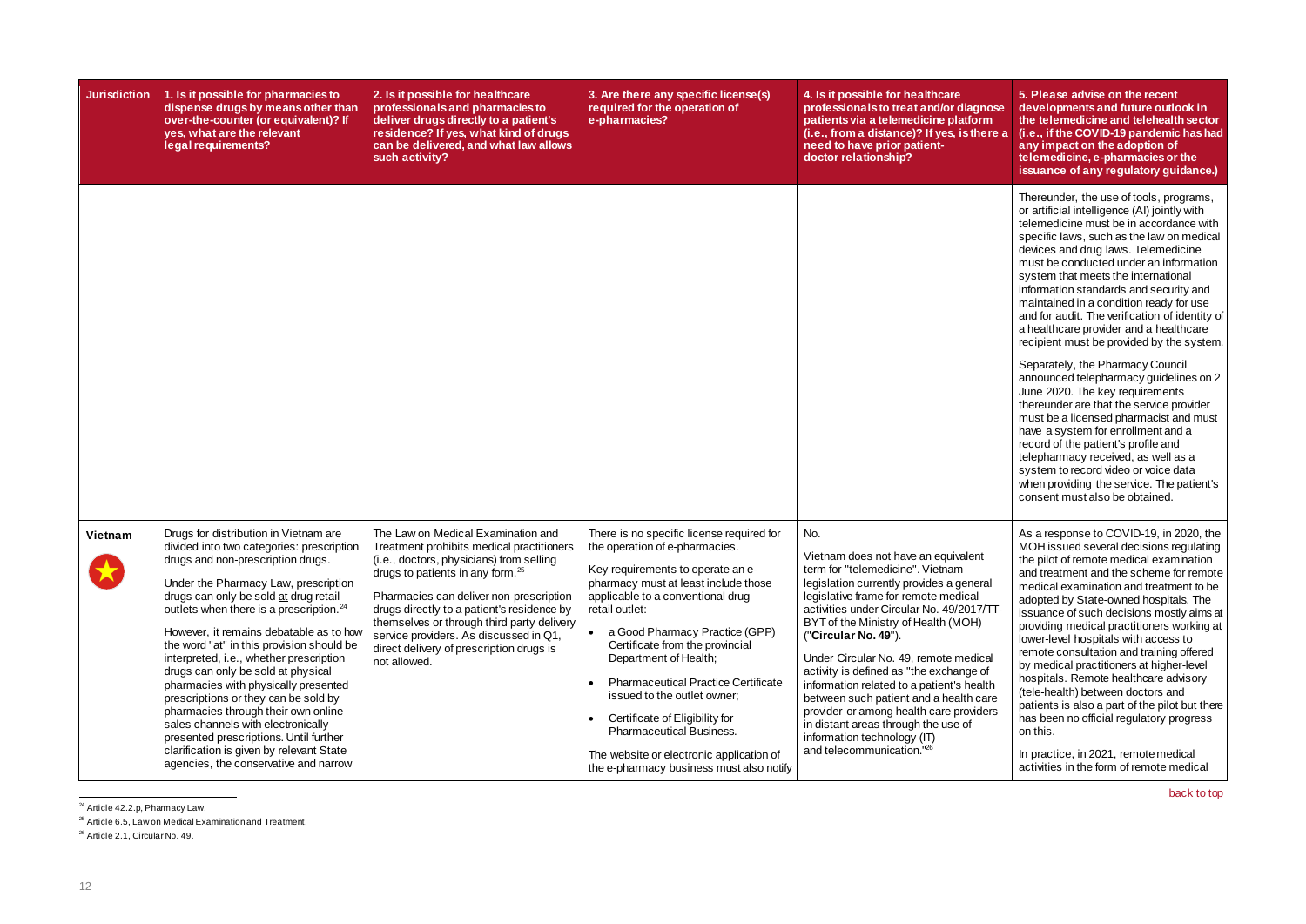| Jurisdiction | 1. Is it possible for pharmacies to dispense drugs by means other than over-the-counter (or equivalent)? If yes, what are the relevant legal requirements? | 2. Is it possible for healthcare professionals and pharmacies to deliver drugs directly to a patient's residence? If yes, what kind of drugs can be delivered, and what law allows such activity? | 3. Are there any specific license(s) required for the operation of e-pharmacies? | 4. Is it possible for healthcare professionals to treat and/or diagnose patients via a telemedicine platform (i.e., from a distance)? If yes, is there a need to have prior patient-doctor relationship? | 5. Please advise on the recent developments and future outlook in the telemedicine and telehealth sector (i.e., if the COVID-19 pandemic has had any impact on the adoption of telemedicine, e-pharmacies or the issuance of any regulatory guidance.) |
|---|---|---|---|---|---|
| | | | | | Thereunder, the use of tools, programs, or artificial intelligence (AI) jointly with telemedicine must be in accordance with specific laws, such as the law on medical devices and drug laws. Telemedicine must be conducted under an information system that meets the international information standards and security and maintained in a condition ready for use and for audit. The verification of identity of a healthcare provider and a healthcare recipient must be provided by the system.<br><br>Separately, the Pharmacy Council announced telepharmacy guidelines on 2 June 2020. The key requirements thereunder are that the service provider must be a licensed pharmacist and must have a system for enrollment and a record of the patient's profile and telepharmacy received, as well as a system to record video or voice data when providing the service. The patient's consent must also be obtained. |
| **Vietnam** | Drugs for distribution in Vietnam are divided into two categories: prescription drugs and non-prescription drugs.<br><br>Under the Pharmacy Law, prescription drugs can only be sold <u>at</u> drug retail outlets when there is a prescription.[24]<br><br>However, it remains debatable as to how the word "at" in this provision should be interpreted, i.e., whether prescription drugs can only be sold at physical pharmacies with physically presented prescriptions or they can be sold by pharmacies through their own online sales channels with electronically presented prescriptions. Until further clarification is given by relevant State agencies, the conservative and narrow | The Law on Medical Examination and Treatment prohibits medical practitioners (i.e., doctors, physicians) from selling drugs to patients in any form.[25]<br><br>Pharmacies can deliver non-prescription drugs directly to a patient's residence by themselves or through third party delivery service providers. As discussed in Q1, direct delivery of prescription drugs is not allowed. | There is no specific license required for the operation of e-pharmacies.<br><br>Key requirements to operate an e-pharmacy must at least include those applicable to a conventional drug retail outlet:<br><br>• a Good Pharmacy Practice (GPP) Certificate from the provincial Department of Health;<br>• Pharmaceutical Practice Certificate issued to the outlet owner;<br>• Certificate of Eligibility for Pharmaceutical Business.<br><br>The website or electronic application of the e-pharmacy business must also notify | No.<br><br>Vietnam does not have an equivalent term for "telemedicine". Vietnam legislation currently provides a general legislative frame for remote medical activities under Circular No. 49/2017/TT-BYT of the Ministry of Health (MOH) ("**Circular No. 49**").<br><br>Under Circular No. 49, remote medical activity is defined as "the exchange of information related to a patient's health between such patient and a health care provider or among health care providers in distant areas through the use of information technology (IT) and telecommunication."[26] | As a response to COVID-19, in 2020, the MOH issued several decisions regulating the pilot of remote medical examination and treatment and the scheme for remote medical examination and treatment to be adopted by State-owned hospitals. The issuance of such decisions mostly aims at providing medical practitioners working at lower-level hospitals with access to remote consultation and training offered by medical practitioners at higher-level hospitals. Remote healthcare advisory (tele-health) between doctors and patients is also a part of the pilot but there has been no official regulatory progress on this.<br><br>In practice, in 2021, remote medical activities in the form of remote medical |

back to top

[24] Article 42.2.p, Pharmacy Law.

[25] Article 6.5, Law on Medical Examination and Treatment.

[26] Article 2.1, Circular No. 49.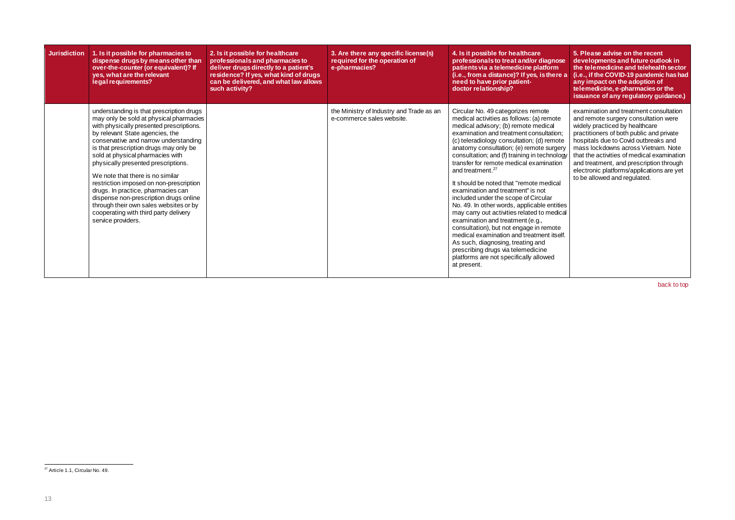| Jurisdiction | 1. Is it possible for pharmacies to dispense drugs by means other than over-the-counter (or equivalent)? If yes, what are the relevant legal requirements? | 2. Is it possible for healthcare professionals and pharmacies to deliver drugs directly to a patient's residence? If yes, what kind of drugs can be delivered, and what law allows such activity? | 3. Are there any specific license(s) required for the operation of e-pharmacies? | 4. Is it possible for healthcare professionals to treat and/or diagnose patients via a telemedicine platform (i.e., from a distance)? If yes, is there a need to have prior patient-doctor relationship? | 5. Please advise on the recent developments and future outlook in the telemedicine and telehealth sector (i.e., if the COVID-19 pandemic has had any impact on the adoption of telemedicine, e-pharmacies or the issuance of any regulatory guidance.) |
|---|---|---|---|---|---|
| | understanding is that prescription drugs may only be sold at physical pharmacies with physically presented prescriptions. by relevant State agencies, the conservative and narrow understanding is that prescription drugs may only be sold at physical pharmacies with physically presented prescriptions.<br><br>We note that there is no similar restriction imposed on non-prescription drugs. In practice, pharmacies can dispense non-prescription drugs online through their own sales websites or by cooperating with third party delivery service providers. | | the Ministry of Industry and Trade as an e-commerce sales website. | Circular No. 49 categorizes remote medical activities as follows: (a) remote medical advisory; (b) remote medical examination and treatment consultation; (c) teleradiology consultation; (d) remote anatomy consultation; (e) remote surgery consultation; and (f) training in technology transfer for remote medical examination and treatment.[27]<br><br>It should be noted that "remote medical examination and treatment" is not included under the scope of Circular No. 49. In other words, applicable entities may carry out activities related to medical examination and treatment (e.g., consultation), but not engage in remote medical examination and treatment itself. As such, diagnosing, treating and prescribing drugs via telemedicine platforms are not specifically allowed at present. | examination and treatment consultation and remote surgery consultation were widely practiced by healthcare practitioners of both public and private hospitals due to Covid outbreaks and mass lockdowns across Vietnam. Note that the activities of medical examination and treatment, and prescription through electronic platforms/applications are yet to be allowed and regulated. |

back to top

[27] Article 1.1, Circular No. 49.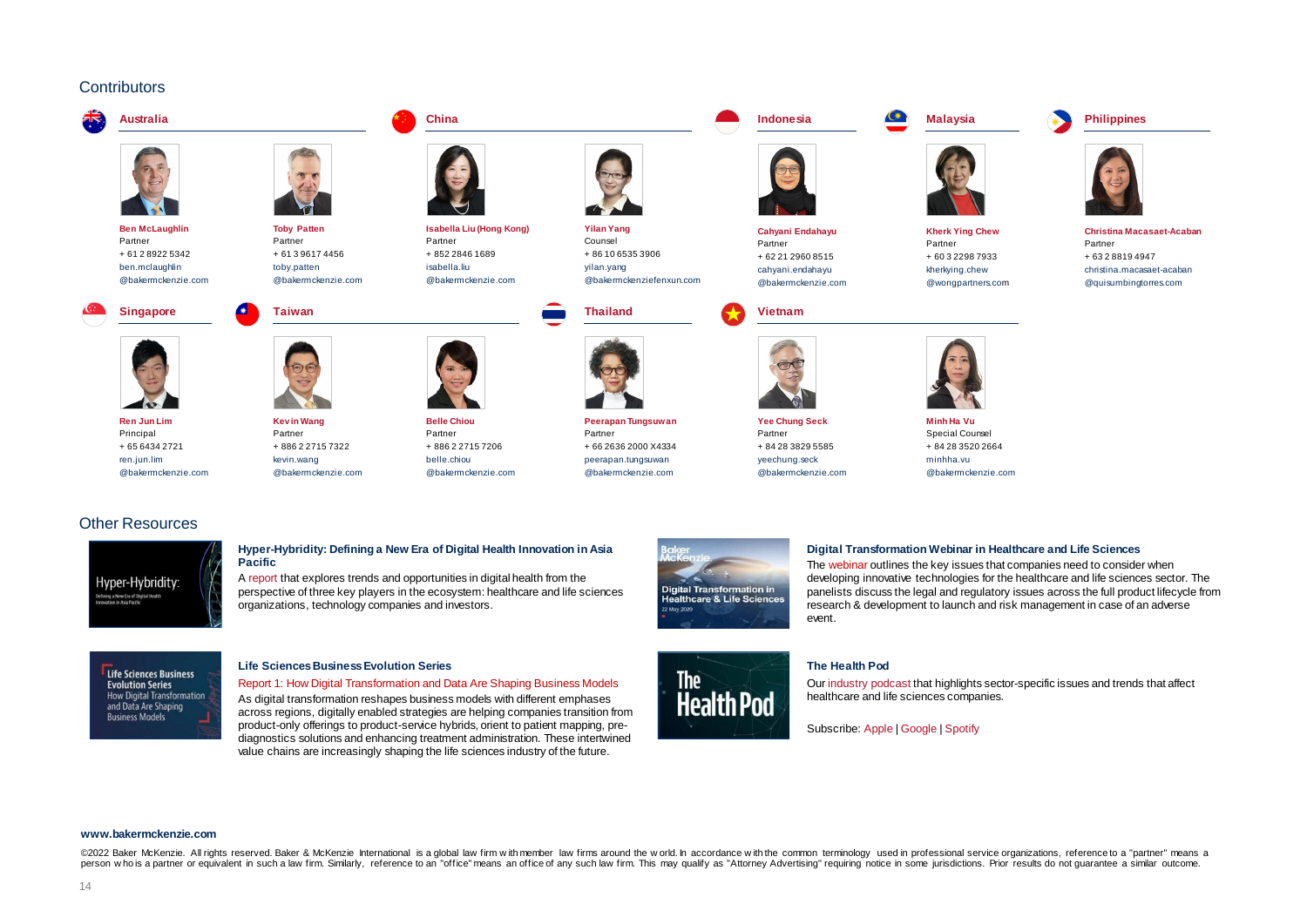## Contributors

### Australia

**Ben McLaughlin**
Partner
+ 61 2 8922 5342
ben.mclaughlin
@bakermckenzie.com

**Toby Patten**
Partner
+ 61 3 9617 4456
toby.patten
@bakermckenzie.com

### China

**Isabella Liu (Hong Kong)**
Partner
+ 852 2846 1689
isabella.liu
@bakermckenzie.com

**Yilan Yang**
Counsel
+ 86 10 6535 3906
yilan.yang
@bakermckenziefenxun.com

### Indonesia

**Cahyani Endahayu**
Partner
+ 62 21 2960 8515
cahyani.endahayu
@bakermckenzie.com

### Malaysia

**Kherk Ying Chew**
Partner
+ 60 3 2298 7933
kherkying.chew
@wongpartners.com

### Philippines

**Christina Macasaet-Acaban**
Partner
+ 63 2 8819 4947
christina.macasaet-acaban
@quisumbingtorres.com

### Singapore

**Ren Jun Lim**
Principal
+ 65 6434 2721
ren.jun.lim
@bakermckenzie.com

### Taiwan

**Kevin Wang**
Partner
+ 886 2 2715 7322
kevin.wang
@bakermckenzie.com

**Belle Chiou**
Partner
+ 886 2 2715 7206
belle.chiou
@bakermckenzie.com

### Thailand

**Peerapan Tungsuwan**
Partner
+ 66 2636 2000 X4334
peerapan.tungsuwan
@bakermckenzie.com

### Vietnam

**Yee Chung Seck**
Partner
+ 84 28 3829 5585
yeechung.seck
@bakermckenzie.com

**Minh Ha Vu**
Special Counsel
+ 84 28 3520 2664
minhha.vu
@bakermckenzie.com

## Other Resources

**Hyper-Hybridity: Defining a New Era of Digital Health Innovation in Asia Pacific**

A report that explores trends and opportunities in digital health from the perspective of three key players in the ecosystem: healthcare and life sciences organizations, technology companies and investors.

**Digital Transformation Webinar in Healthcare and Life Sciences**

The webinar outlines the key issues that companies need to consider when developing innovative technologies for the healthcare and life sciences sector. The panelists discuss the legal and regulatory issues across the full product lifecycle from research & development to launch and risk management in case of an adverse event.

**Life Sciences Business Evolution Series**

Report 1: How Digital Transformation and Data Are Shaping Business Models

As digital transformation reshapes business models with different emphases across regions, digitally enabled strategies are helping companies transition from product-only offerings to product-service hybrids, orient to patient mapping, pre-diagnostics solutions and enhancing treatment administration. These intertwined value chains are increasingly shaping the life sciences industry of the future.

**The Health Pod**

Our industry podcast that highlights sector-specific issues and trends that affect healthcare and life sciences companies.

Subscribe: Apple | Google | Spotify

**www.bakermckenzie.com**

©2022 Baker McKenzie. All rights reserved. Baker & McKenzie International is a global law firm with member law firms around the world. In accordance with the common terminology used in professional service organizations, reference to a "partner" means a person who is a partner or equivalent in such a law firm. Similarly, reference to an "office" means an office of any such law firm. This may qualify as "Attorney Advertising" requiring notice in some jurisdictions. Prior results do not guarantee a similar outcome.